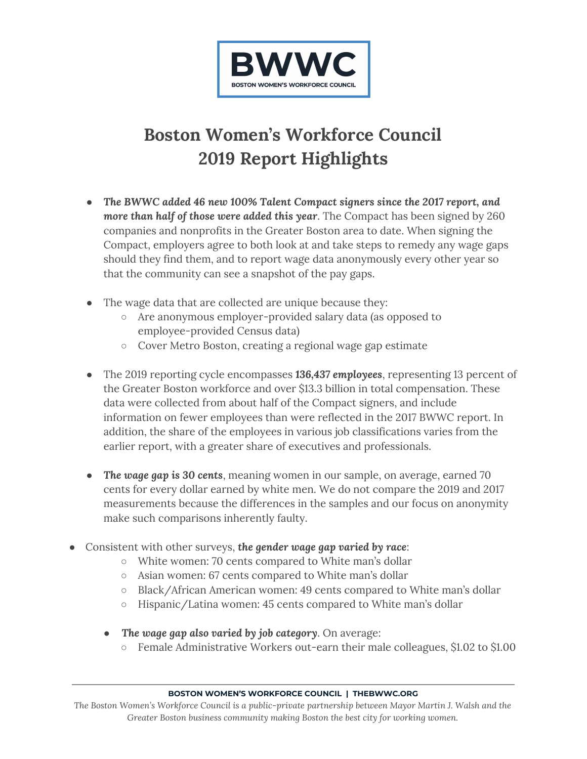**BWWC**
**BOSTON WOMEN'S WORKFORCE COUNCIL**

# Boston Women's Workforce Council 2019 Report Highlights

- ***The BWWC added 46 new 100% Talent Compact signers since the 2017 report, and more than half of those were added this year***. The Compact has been signed by 260 companies and nonprofits in the Greater Boston area to date. When signing the Compact, employers agree to both look at and take steps to remedy any wage gaps should they find them, and to report wage data anonymously every other year so that the community can see a snapshot of the pay gaps.

- The wage data that are collected are unique because they:
  - Are anonymous employer-provided salary data (as opposed to employee-provided Census data)
  - Cover Metro Boston, creating a regional wage gap estimate

- The 2019 reporting cycle encompasses ***136,437 employees***, representing 13 percent of the Greater Boston workforce and over $13.3 billion in total compensation. These data were collected from about half of the Compact signers, and include information on fewer employees than were reflected in the 2017 BWWC report. In addition, the share of the employees in various job classifications varies from the earlier report, with a greater share of executives and professionals.

- ***The wage gap is 30 cents***, meaning women in our sample, on average, earned 70 cents for every dollar earned by white men. We do not compare the 2019 and 2017 measurements because the differences in the samples and our focus on anonymity make such comparisons inherently faulty.

- Consistent with other surveys, ***the gender wage gap varied by race***:
  - White women: 70 cents compared to White man's dollar
  - Asian women: 67 cents compared to White man's dollar
  - Black/African American women: 49 cents compared to White man's dollar
  - Hispanic/Latina women: 45 cents compared to White man's dollar

- ***The wage gap also varied by job category***. On average:
  - Female Administrative Workers out-earn their male colleagues, $1.02 to $1.00

**BOSTON WOMEN'S WORKFORCE COUNCIL | THEBWWC.ORG**

*The Boston Women's Workforce Council is a public-private partnership between Mayor Martin J. Walsh and the Greater Boston business community making Boston the best city for working women.*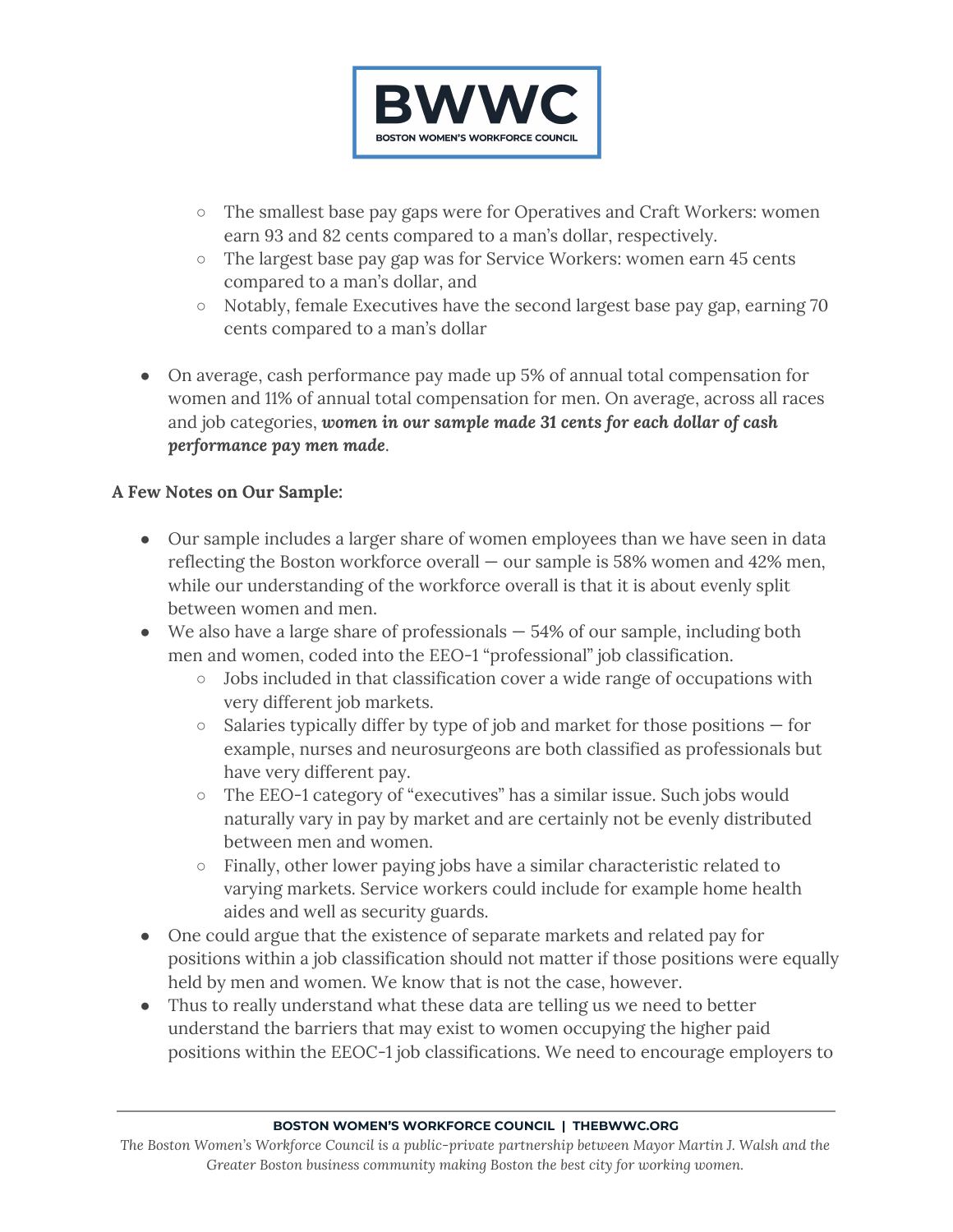- The smallest base pay gaps were for Operatives and Craft Workers: women earn 93 and 82 cents compared to a man's dollar, respectively.
    - The largest base pay gap was for Service Workers: women earn 45 cents compared to a man's dollar, and
    - Notably, female Executives have the second largest base pay gap, earning 70 cents compared to a man's dollar

- On average, cash performance pay made up 5% of annual total compensation for women and 11% of annual total compensation for men. On average, across all races and job categories, ***women in our sample made 31 cents for each dollar of cash performance pay men made***.

**A Few Notes on Our Sample:**

- Our sample includes a larger share of women employees than we have seen in data reflecting the Boston workforce overall — our sample is 58% women and 42% men, while our understanding of the workforce overall is that it is about evenly split between women and men.
- We also have a large share of professionals — 54% of our sample, including both men and women, coded into the EEO-1 "professional" job classification.
    - Jobs included in that classification cover a wide range of occupations with very different job markets.
    - Salaries typically differ by type of job and market for those positions — for example, nurses and neurosurgeons are both classified as professionals but have very different pay.
    - The EEO-1 category of "executives" has a similar issue. Such jobs would naturally vary in pay by market and are certainly not be evenly distributed between men and women.
    - Finally, other lower paying jobs have a similar characteristic related to varying markets. Service workers could include for example home health aides and well as security guards.
- One could argue that the existence of separate markets and related pay for positions within a job classification should not matter if those positions were equally held by men and women. We know that is not the case, however.
- Thus to really understand what these data are telling us we need to better understand the barriers that may exist to women occupying the higher paid positions within the EEOC-1 job classifications. We need to encourage employers to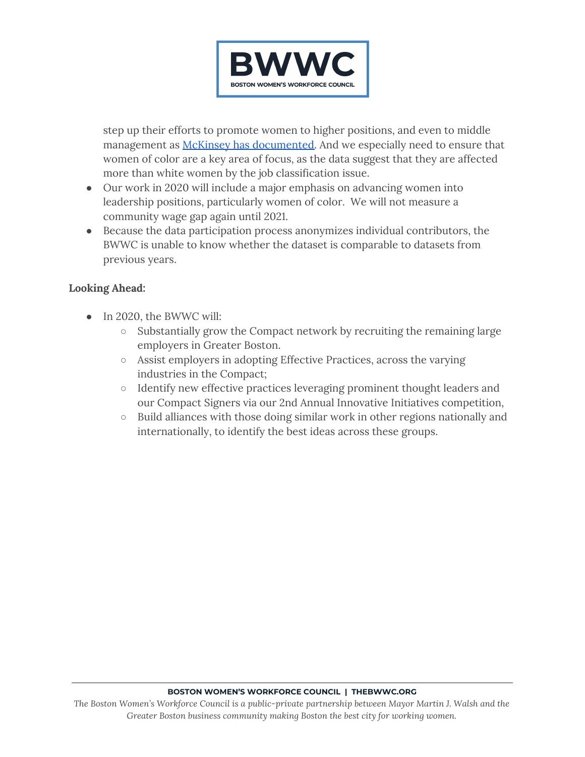step up their efforts to promote women to higher positions, and even to middle management as [McKinsey has documented](). And we especially need to ensure that women of color are a key area of focus, as the data suggest that they are affected more than white women by the job classification issue.

- Our work in 2020 will include a major emphasis on advancing women into leadership positions, particularly women of color. We will not measure a community wage gap again until 2021.
- Because the data participation process anonymizes individual contributors, the BWWC is unable to know whether the dataset is comparable to datasets from previous years.

**Looking Ahead:**

- In 2020, the BWWC will:
  - Substantially grow the Compact network by recruiting the remaining large employers in Greater Boston.
  - Assist employers in adopting Effective Practices, across the varying industries in the Compact;
  - Identify new effective practices leveraging prominent thought leaders and our Compact Signers via our 2nd Annual Innovative Initiatives competition,
  - Build alliances with those doing similar work in other regions nationally and internationally, to identify the best ideas across these groups.